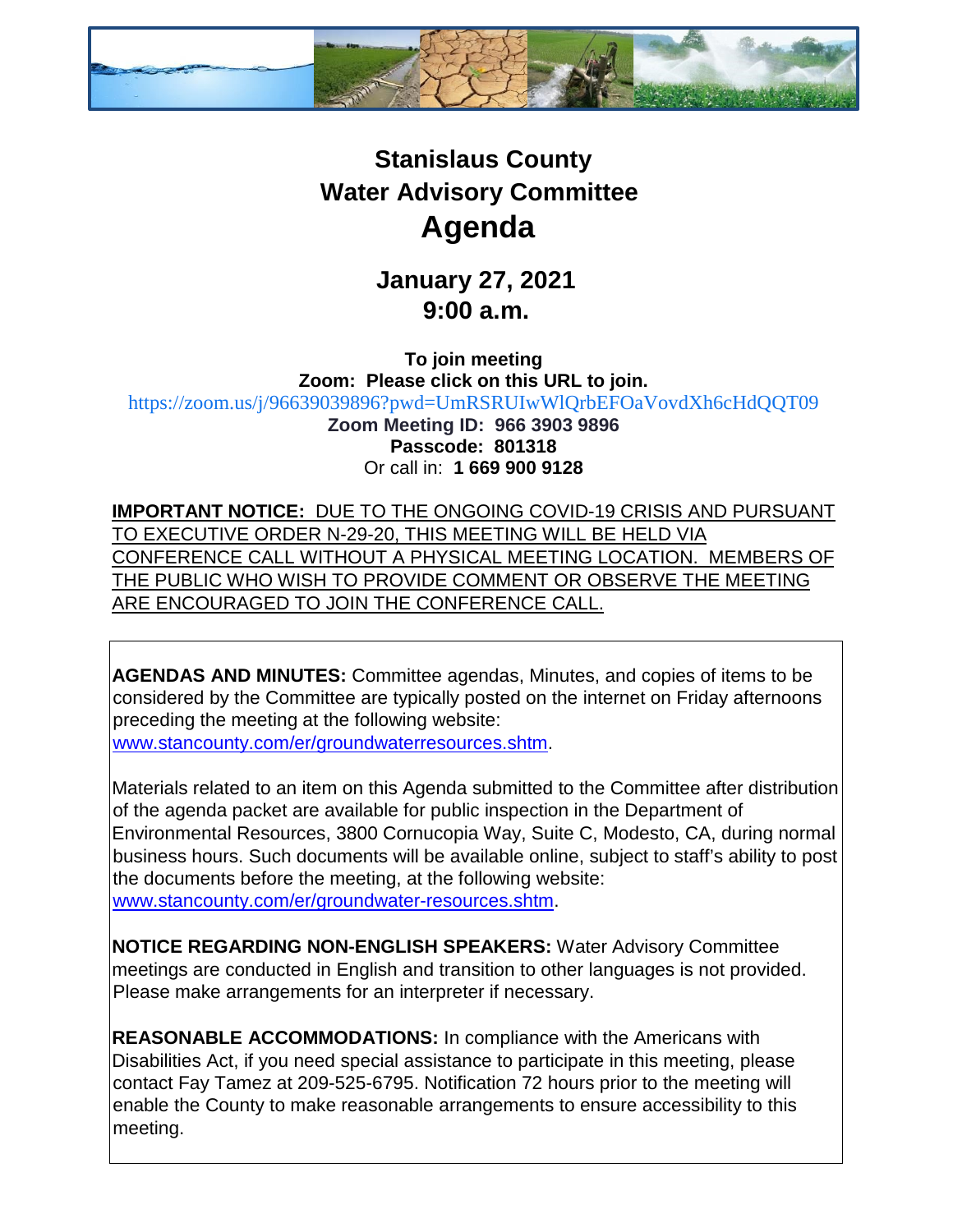# Stanislaus County
# Water Advisory Committee
# Agenda

## January 27, 2021
## 9:00 a.m.

**To join meeting**
**Zoom: Please click on this URL to join.**
https://zoom.us/j/96639039896?pwd=UmRSRUIwWlQrbEFOaVovdXh6cHdQQT09
**Zoom Meeting ID: 966 3903 9896**
**Passcode: 801318**
Or call in: **1 669 900 9128**

**IMPORTANT NOTICE:** DUE TO THE ONGOING COVID-19 CRISIS AND PURSUANT TO EXECUTIVE ORDER N-29-20, THIS MEETING WILL BE HELD VIA CONFERENCE CALL WITHOUT A PHYSICAL MEETING LOCATION. MEMBERS OF THE PUBLIC WHO WISH TO PROVIDE COMMENT OR OBSERVE THE MEETING ARE ENCOURAGED TO JOIN THE CONFERENCE CALL.

**AGENDAS AND MINUTES:** Committee agendas, Minutes, and copies of items to be considered by the Committee are typically posted on the internet on Friday afternoons preceding the meeting at the following website: www.stancounty.com/er/groundwaterresources.shtm.

Materials related to an item on this Agenda submitted to the Committee after distribution of the agenda packet are available for public inspection in the Department of Environmental Resources, 3800 Cornucopia Way, Suite C, Modesto, CA, during normal business hours. Such documents will be available online, subject to staff's ability to post the documents before the meeting, at the following website: www.stancounty.com/er/groundwater-resources.shtm.

**NOTICE REGARDING NON-ENGLISH SPEAKERS:** Water Advisory Committee meetings are conducted in English and transition to other languages is not provided. Please make arrangements for an interpreter if necessary.

**REASONABLE ACCOMMODATIONS:** In compliance with the Americans with Disabilities Act, if you need special assistance to participate in this meeting, please contact Fay Tamez at 209-525-6795. Notification 72 hours prior to the meeting will enable the County to make reasonable arrangements to ensure accessibility to this meeting.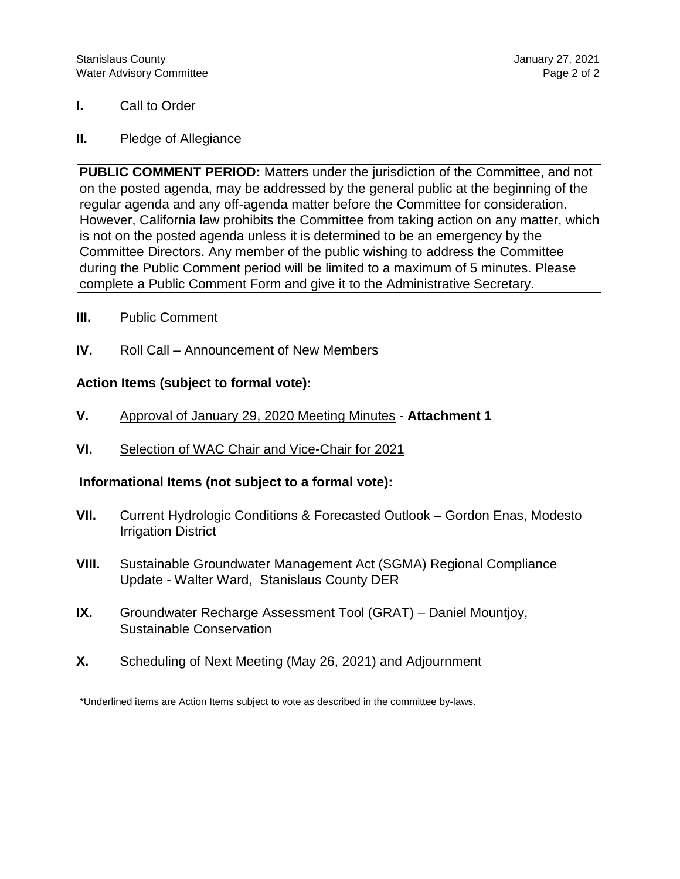**I.** Call to Order

**II.** Pledge of Allegiance

**PUBLIC COMMENT PERIOD:** Matters under the jurisdiction of the Committee, and not on the posted agenda, may be addressed by the general public at the beginning of the regular agenda and any off-agenda matter before the Committee for consideration. However, California law prohibits the Committee from taking action on any matter, which is not on the posted agenda unless it is determined to be an emergency by the Committee Directors. Any member of the public wishing to address the Committee during the Public Comment period will be limited to a maximum of 5 minutes. Please complete a Public Comment Form and give it to the Administrative Secretary.

**III.** Public Comment

**IV.** Roll Call – Announcement of New Members

**Action Items (subject to formal vote):**

**V.** <u>Approval of January 29, 2020 Meeting Minutes</u> - **Attachment 1**

**VI.** <u>Selection of WAC Chair and Vice-Chair for 2021</u>

**Informational Items (not subject to a formal vote):**

**VII.** Current Hydrologic Conditions & Forecasted Outlook – Gordon Enas, Modesto Irrigation District

**VIII.** Sustainable Groundwater Management Act (SGMA) Regional Compliance Update - Walter Ward, Stanislaus County DER

**IX.** Groundwater Recharge Assessment Tool (GRAT) – Daniel Mountjoy, Sustainable Conservation

**X.** Scheduling of Next Meeting (May 26, 2021) and Adjournment

*Underlined items are Action Items subject to vote as described in the committee by-laws.